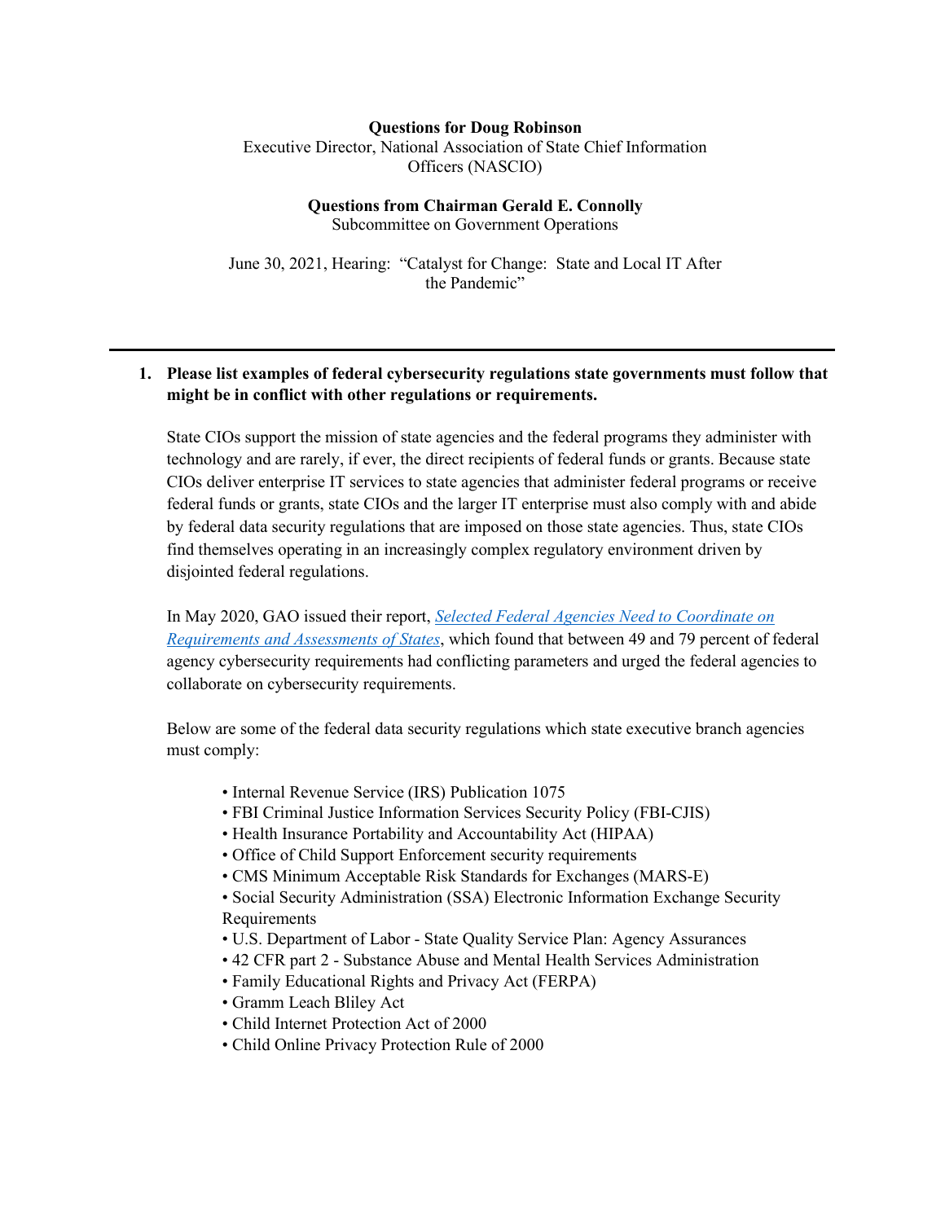**Questions for Doug Robinson**
Executive Director, National Association of State Chief Information Officers (NASCIO)

**Questions from Chairman Gerald E. Connolly**
Subcommittee on Government Operations

June 30, 2021, Hearing: "Catalyst for Change: State and Local IT After the Pandemic"

---

**1. Please list examples of federal cybersecurity regulations state governments must follow that might be in conflict with other regulations or requirements.**

State CIOs support the mission of state agencies and the federal programs they administer with technology and are rarely, if ever, the direct recipients of federal funds or grants. Because state CIOs deliver enterprise IT services to state agencies that administer federal programs or receive federal funds or grants, state CIOs and the larger IT enterprise must also comply with and abide by federal data security regulations that are imposed on those state agencies. Thus, state CIOs find themselves operating in an increasingly complex regulatory environment driven by disjointed federal regulations.

In May 2020, GAO issued their report, *Selected Federal Agencies Need to Coordinate on Requirements and Assessments of States*, which found that between 49 and 79 percent of federal agency cybersecurity requirements had conflicting parameters and urged the federal agencies to collaborate on cybersecurity requirements.

Below are some of the federal data security regulations which state executive branch agencies must comply:

- Internal Revenue Service (IRS) Publication 1075
- FBI Criminal Justice Information Services Security Policy (FBI-CJIS)
- Health Insurance Portability and Accountability Act (HIPAA)
- Office of Child Support Enforcement security requirements
- CMS Minimum Acceptable Risk Standards for Exchanges (MARS-E)
- Social Security Administration (SSA) Electronic Information Exchange Security Requirements
- U.S. Department of Labor - State Quality Service Plan: Agency Assurances
- 42 CFR part 2 - Substance Abuse and Mental Health Services Administration
- Family Educational Rights and Privacy Act (FERPA)
- Gramm Leach Bliley Act
- Child Internet Protection Act of 2000
- Child Online Privacy Protection Rule of 2000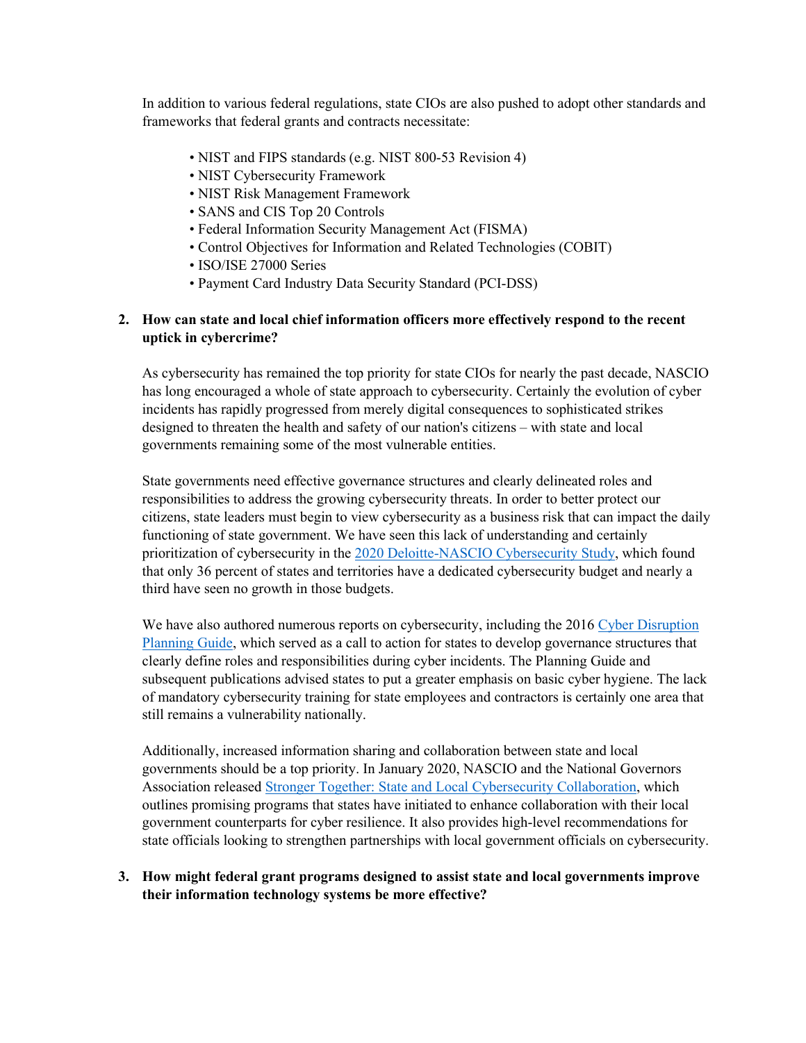In addition to various federal regulations, state CIOs are also pushed to adopt other standards and frameworks that federal grants and contracts necessitate:

- NIST and FIPS standards (e.g. NIST 800-53 Revision 4)
- NIST Cybersecurity Framework
- NIST Risk Management Framework
- SANS and CIS Top 20 Controls
- Federal Information Security Management Act (FISMA)
- Control Objectives for Information and Related Technologies (COBIT)
- ISO/ISE 27000 Series
- Payment Card Industry Data Security Standard (PCI-DSS)

**2. How can state and local chief information officers more effectively respond to the recent uptick in cybercrime?**

As cybersecurity has remained the top priority for state CIOs for nearly the past decade, NASCIO has long encouraged a whole of state approach to cybersecurity. Certainly the evolution of cyber incidents has rapidly progressed from merely digital consequences to sophisticated strikes designed to threaten the health and safety of our nation's citizens – with state and local governments remaining some of the most vulnerable entities.

State governments need effective governance structures and clearly delineated roles and responsibilities to address the growing cybersecurity threats. In order to better protect our citizens, state leaders must begin to view cybersecurity as a business risk that can impact the daily functioning of state government. We have seen this lack of understanding and certainly prioritization of cybersecurity in the 2020 Deloitte-NASCIO Cybersecurity Study, which found that only 36 percent of states and territories have a dedicated cybersecurity budget and nearly a third have seen no growth in those budgets.

We have also authored numerous reports on cybersecurity, including the 2016 Cyber Disruption Planning Guide, which served as a call to action for states to develop governance structures that clearly define roles and responsibilities during cyber incidents. The Planning Guide and subsequent publications advised states to put a greater emphasis on basic cyber hygiene. The lack of mandatory cybersecurity training for state employees and contractors is certainly one area that still remains a vulnerability nationally.

Additionally, increased information sharing and collaboration between state and local governments should be a top priority. In January 2020, NASCIO and the National Governors Association released Stronger Together: State and Local Cybersecurity Collaboration, which outlines promising programs that states have initiated to enhance collaboration with their local government counterparts for cyber resilience. It also provides high-level recommendations for state officials looking to strengthen partnerships with local government officials on cybersecurity.

**3. How might federal grant programs designed to assist state and local governments improve their information technology systems be more effective?**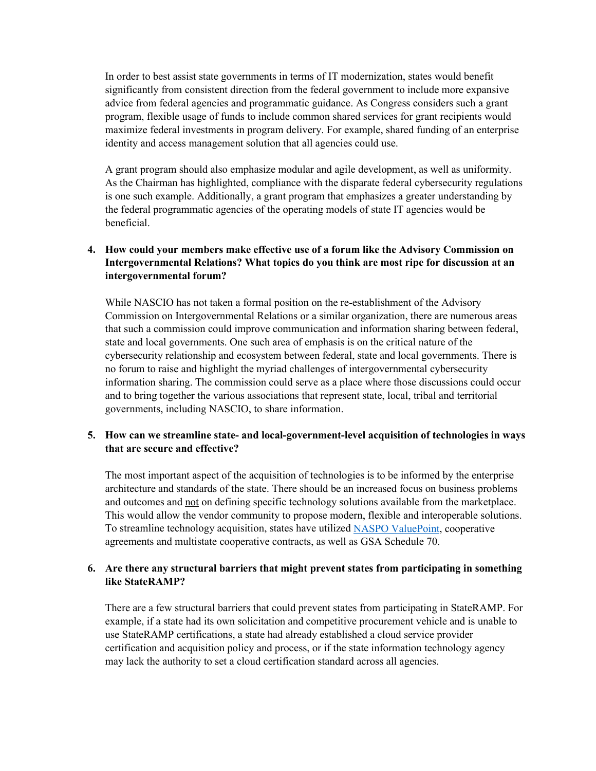In order to best assist state governments in terms of IT modernization, states would benefit significantly from consistent direction from the federal government to include more expansive advice from federal agencies and programmatic guidance. As Congress considers such a grant program, flexible usage of funds to include common shared services for grant recipients would maximize federal investments in program delivery. For example, shared funding of an enterprise identity and access management solution that all agencies could use.

A grant program should also emphasize modular and agile development, as well as uniformity. As the Chairman has highlighted, compliance with the disparate federal cybersecurity regulations is one such example. Additionally, a grant program that emphasizes a greater understanding by the federal programmatic agencies of the operating models of state IT agencies would be beneficial.

4. **How could your members make effective use of a forum like the Advisory Commission on Intergovernmental Relations? What topics do you think are most ripe for discussion at an intergovernmental forum?**

   While NASCIO has not taken a formal position on the re-establishment of the Advisory Commission on Intergovernmental Relations or a similar organization, there are numerous areas that such a commission could improve communication and information sharing between federal, state and local governments. One such area of emphasis is on the critical nature of the cybersecurity relationship and ecosystem between federal, state and local governments. There is no forum to raise and highlight the myriad challenges of intergovernmental cybersecurity information sharing. The commission could serve as a place where those discussions could occur and to bring together the various associations that represent state, local, tribal and territorial governments, including NASCIO, to share information.

5. **How can we streamline state- and local-government-level acquisition of technologies in ways that are secure and effective?**

   The most important aspect of the acquisition of technologies is to be informed by the enterprise architecture and standards of the state. There should be an increased focus on business problems and outcomes and <u>not</u> on defining specific technology solutions available from the marketplace. This would allow the vendor community to propose modern, flexible and interoperable solutions. To streamline technology acquisition, states have utilized NASPO ValuePoint, cooperative agreements and multistate cooperative contracts, as well as GSA Schedule 70.

6. **Are there any structural barriers that might prevent states from participating in something like StateRAMP?**

   There are a few structural barriers that could prevent states from participating in StateRAMP. For example, if a state had its own solicitation and competitive procurement vehicle and is unable to use StateRAMP certifications, a state had already established a cloud service provider certification and acquisition policy and process, or if the state information technology agency may lack the authority to set a cloud certification standard across all agencies.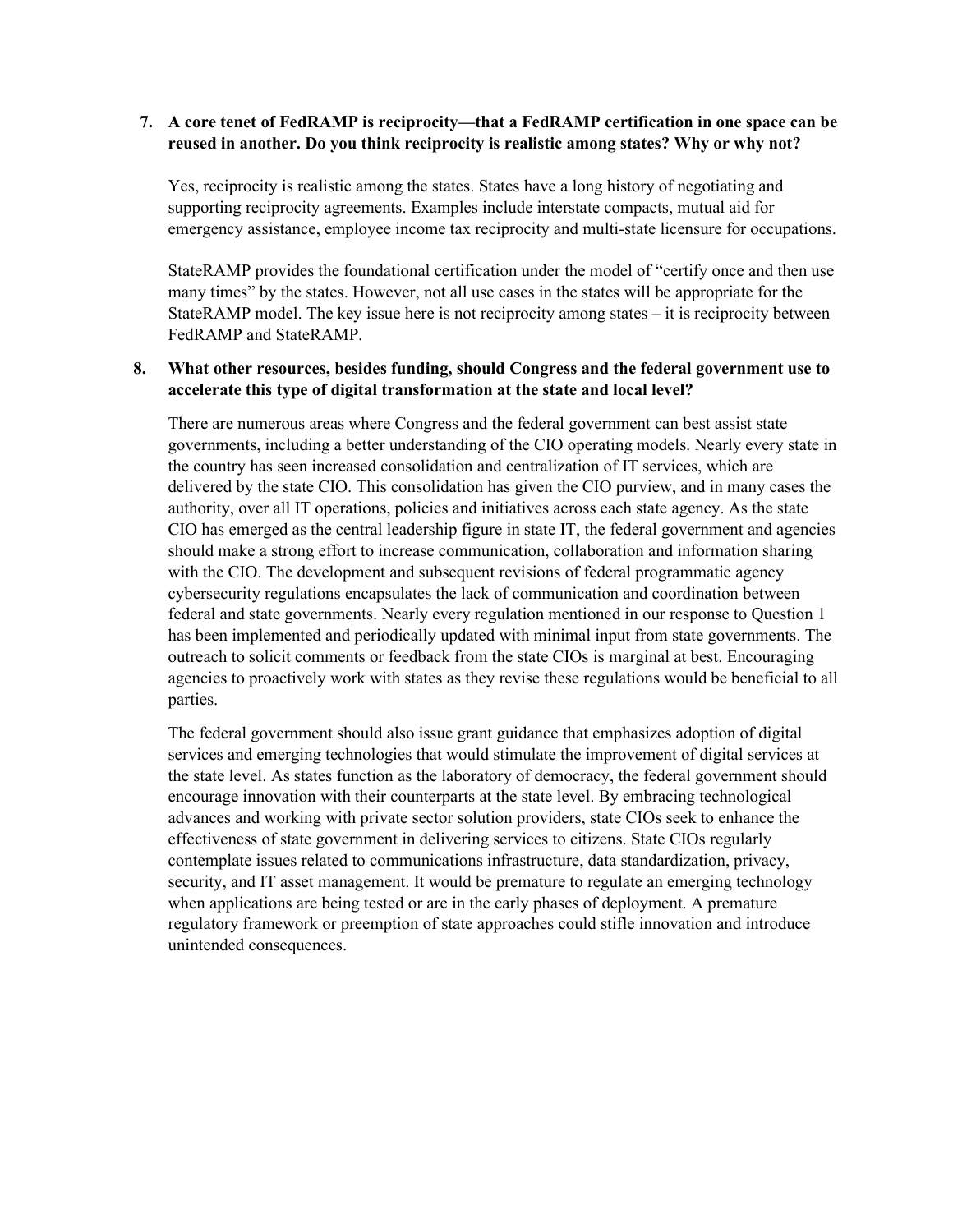**7. A core tenet of FedRAMP is reciprocity—that a FedRAMP certification in one space can be reused in another. Do you think reciprocity is realistic among states? Why or why not?**

Yes, reciprocity is realistic among the states. States have a long history of negotiating and supporting reciprocity agreements. Examples include interstate compacts, mutual aid for emergency assistance, employee income tax reciprocity and multi-state licensure for occupations.

StateRAMP provides the foundational certification under the model of "certify once and then use many times" by the states. However, not all use cases in the states will be appropriate for the StateRAMP model. The key issue here is not reciprocity among states – it is reciprocity between FedRAMP and StateRAMP.

**8. What other resources, besides funding, should Congress and the federal government use to accelerate this type of digital transformation at the state and local level?**

There are numerous areas where Congress and the federal government can best assist state governments, including a better understanding of the CIO operating models. Nearly every state in the country has seen increased consolidation and centralization of IT services, which are delivered by the state CIO. This consolidation has given the CIO purview, and in many cases the authority, over all IT operations, policies and initiatives across each state agency. As the state CIO has emerged as the central leadership figure in state IT, the federal government and agencies should make a strong effort to increase communication, collaboration and information sharing with the CIO. The development and subsequent revisions of federal programmatic agency cybersecurity regulations encapsulates the lack of communication and coordination between federal and state governments. Nearly every regulation mentioned in our response to Question 1 has been implemented and periodically updated with minimal input from state governments. The outreach to solicit comments or feedback from the state CIOs is marginal at best. Encouraging agencies to proactively work with states as they revise these regulations would be beneficial to all parties.

The federal government should also issue grant guidance that emphasizes adoption of digital services and emerging technologies that would stimulate the improvement of digital services at the state level. As states function as the laboratory of democracy, the federal government should encourage innovation with their counterparts at the state level. By embracing technological advances and working with private sector solution providers, state CIOs seek to enhance the effectiveness of state government in delivering services to citizens. State CIOs regularly contemplate issues related to communications infrastructure, data standardization, privacy, security, and IT asset management. It would be premature to regulate an emerging technology when applications are being tested or are in the early phases of deployment. A premature regulatory framework or preemption of state approaches could stifle innovation and introduce unintended consequences.